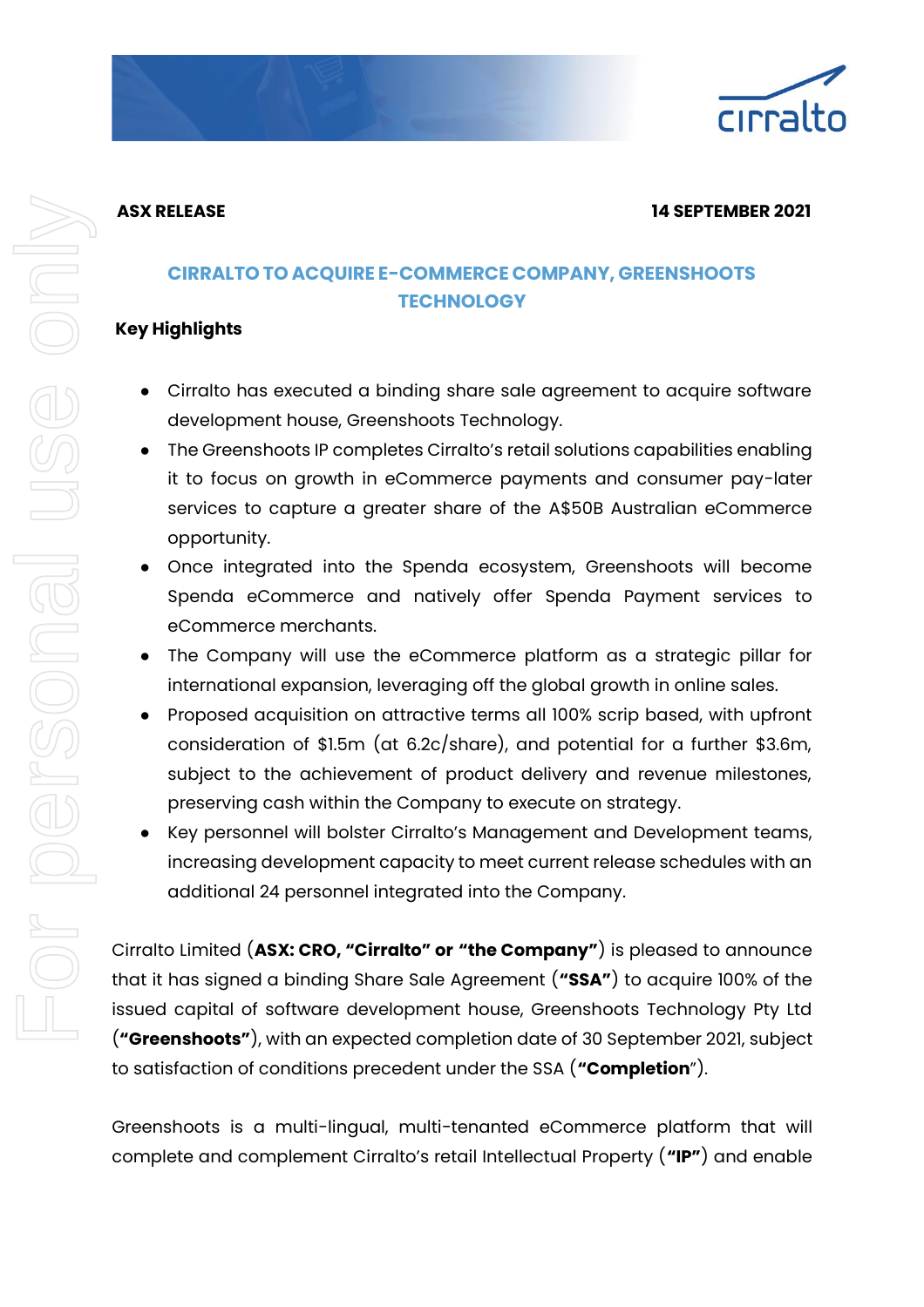**ASX RELEASE** **14 SEPTEMBER 2021**

# CIRRALTO TO ACQUIRE E-COMMERCE COMPANY, GREENSHOOTS TECHNOLOGY

**Key Highlights**

- Cirralto has executed a binding share sale agreement to acquire software development house, Greenshoots Technology.
- The Greenshoots IP completes Cirralto's retail solutions capabilities enabling it to focus on growth in eCommerce payments and consumer pay-later services to capture a greater share of the A$50B Australian eCommerce opportunity.
- Once integrated into the Spenda ecosystem, Greenshoots will become Spenda eCommerce and natively offer Spenda Payment services to eCommerce merchants.
- The Company will use the eCommerce platform as a strategic pillar for international expansion, leveraging off the global growth in online sales.
- Proposed acquisition on attractive terms all 100% scrip based, with upfront consideration of $1.5m (at 6.2c/share), and potential for a further $3.6m, subject to the achievement of product delivery and revenue milestones, preserving cash within the Company to execute on strategy.
- Key personnel will bolster Cirralto's Management and Development teams, increasing development capacity to meet current release schedules with an additional 24 personnel integrated into the Company.

Cirralto Limited (**ASX: CRO, "Cirralto" or "the Company"**) is pleased to announce that it has signed a binding Share Sale Agreement (**"SSA"**) to acquire 100% of the issued capital of software development house, Greenshoots Technology Pty Ltd (**"Greenshoots"**), with an expected completion date of 30 September 2021, subject to satisfaction of conditions precedent under the SSA (**"Completion"**).

Greenshoots is a multi-lingual, multi-tenanted eCommerce platform that will complete and complement Cirralto's retail Intellectual Property (**"IP"**) and enable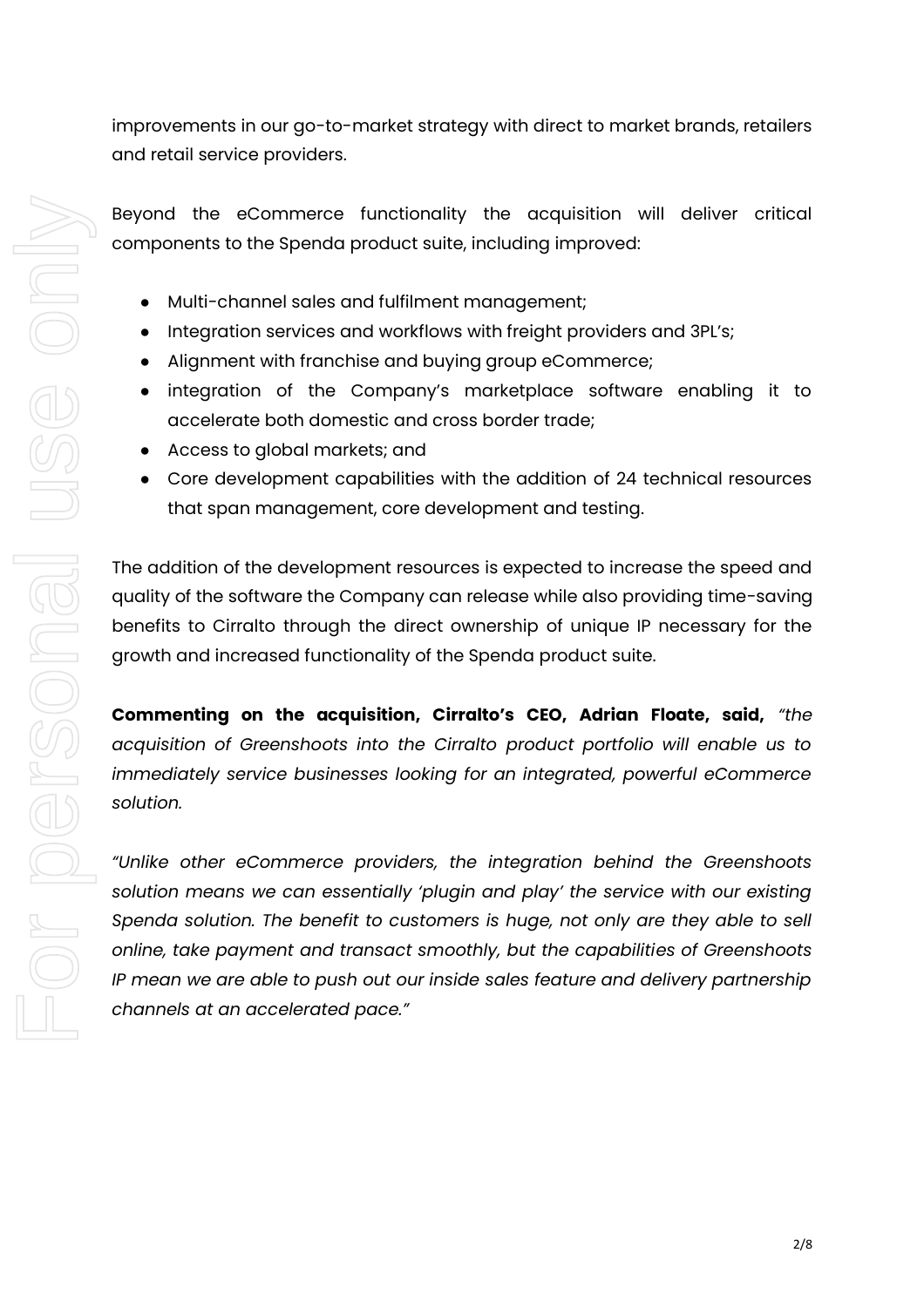improvements in our go-to-market strategy with direct to market brands, retailers and retail service providers.

Beyond the eCommerce functionality the acquisition will deliver critical components to the Spenda product suite, including improved:

- Multi-channel sales and fulfilment management;
- Integration services and workflows with freight providers and 3PL's;
- Alignment with franchise and buying group eCommerce;
- integration of the Company's marketplace software enabling it to accelerate both domestic and cross border trade;
- Access to global markets; and
- Core development capabilities with the addition of 24 technical resources that span management, core development and testing.

The addition of the development resources is expected to increase the speed and quality of the software the Company can release while also providing time-saving benefits to Cirralto through the direct ownership of unique IP necessary for the growth and increased functionality of the Spenda product suite.

**Commenting on the acquisition, Cirralto's CEO, Adrian Floate, said,** *"the acquisition of Greenshoots into the Cirralto product portfolio will enable us to immediately service businesses looking for an integrated, powerful eCommerce solution.*

*"Unlike other eCommerce providers, the integration behind the Greenshoots solution means we can essentially 'plugin and play' the service with our existing Spenda solution. The benefit to customers is huge, not only are they able to sell online, take payment and transact smoothly, but the capabilities of Greenshoots IP mean we are able to push out our inside sales feature and delivery partnership channels at an accelerated pace."*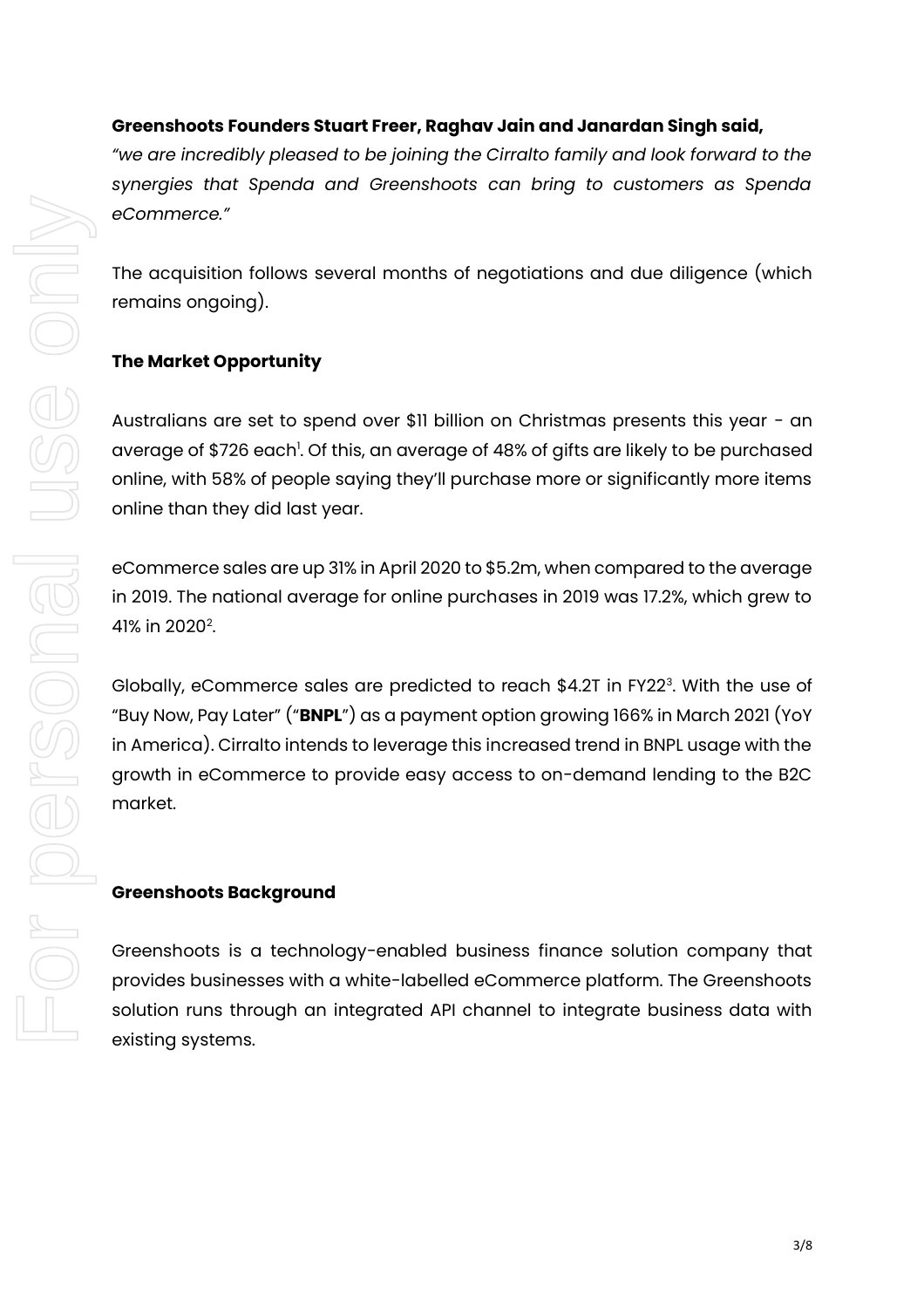**Greenshoots Founders Stuart Freer, Raghav Jain and Janardan Singh said,**
*"we are incredibly pleased to be joining the Cirralto family and look forward to the synergies that Spenda and Greenshoots can bring to customers as Spenda eCommerce."*

The acquisition follows several months of negotiations and due diligence (which remains ongoing).

## The Market Opportunity

Australians are set to spend over $11 billion on Christmas presents this year - an average of $726 each[1]. Of this, an average of 48% of gifts are likely to be purchased online, with 58% of people saying they'll purchase more or significantly more items online than they did last year.

eCommerce sales are up 31% in April 2020 to $5.2m, when compared to the average in 2019. The national average for online purchases in 2019 was 17.2%, which grew to 41% in 2020[2].

Globally, eCommerce sales are predicted to reach $4.2T in FY22[3]. With the use of "Buy Now, Pay Later" ("**BNPL**") as a payment option growing 166% in March 2021 (YoY in America). Cirralto intends to leverage this increased trend in BNPL usage with the growth in eCommerce to provide easy access to on-demand lending to the B2C market.

## Greenshoots Background

Greenshoots is a technology-enabled business finance solution company that provides businesses with a white-labelled eCommerce platform. The Greenshoots solution runs through an integrated API channel to integrate business data with existing systems.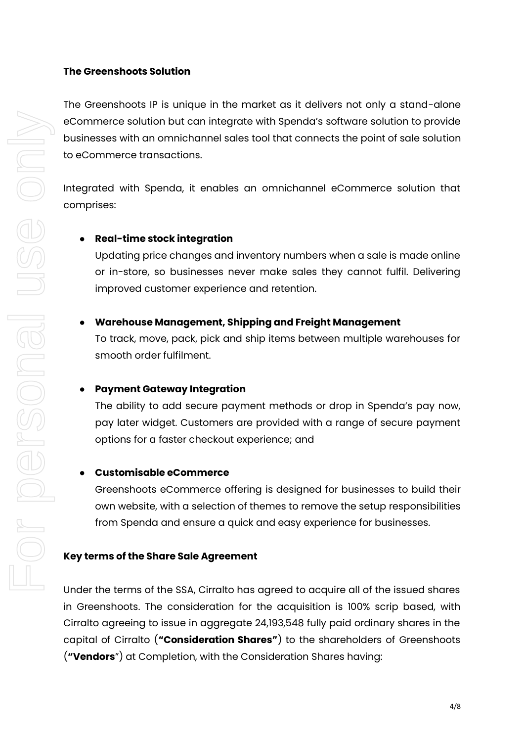**The Greenshoots Solution**

The Greenshoots IP is unique in the market as it delivers not only a stand-alone eCommerce solution but can integrate with Spenda's software solution to provide businesses with an omnichannel sales tool that connects the point of sale solution to eCommerce transactions.

Integrated with Spenda, it enables an omnichannel eCommerce solution that comprises:

- **Real-time stock integration**
  Updating price changes and inventory numbers when a sale is made online or in-store, so businesses never make sales they cannot fulfil. Delivering improved customer experience and retention.

- **Warehouse Management, Shipping and Freight Management**
  To track, move, pack, pick and ship items between multiple warehouses for smooth order fulfilment.

- **Payment Gateway Integration**
  The ability to add secure payment methods or drop in Spenda's pay now, pay later widget. Customers are provided with a range of secure payment options for a faster checkout experience; and

- **Customisable eCommerce**
  Greenshoots eCommerce offering is designed for businesses to build their own website, with a selection of themes to remove the setup responsibilities from Spenda and ensure a quick and easy experience for businesses.

**Key terms of the Share Sale Agreement**

Under the terms of the SSA, Cirralto has agreed to acquire all of the issued shares in Greenshoots. The consideration for the acquisition is 100% scrip based, with Cirralto agreeing to issue in aggregate 24,193,548 fully paid ordinary shares in the capital of Cirralto (**"Consideration Shares"**) to the shareholders of Greenshoots (**"Vendors**") at Completion, with the Consideration Shares having: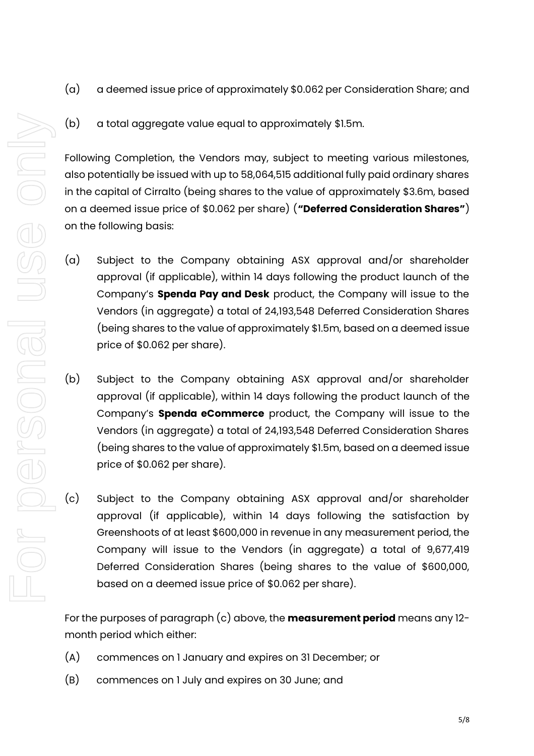(a) a deemed issue price of approximately $0.062 per Consideration Share; and

(b) a total aggregate value equal to approximately $1.5m.

Following Completion, the Vendors may, subject to meeting various milestones, also potentially be issued with up to 58,064,515 additional fully paid ordinary shares in the capital of Cirralto (being shares to the value of approximately $3.6m, based on a deemed issue price of $0.062 per share) (**"Deferred Consideration Shares"**) on the following basis:

(a) Subject to the Company obtaining ASX approval and/or shareholder approval (if applicable), within 14 days following the product launch of the Company's **Spenda Pay and Desk** product, the Company will issue to the Vendors (in aggregate) a total of 24,193,548 Deferred Consideration Shares (being shares to the value of approximately $1.5m, based on a deemed issue price of $0.062 per share).

(b) Subject to the Company obtaining ASX approval and/or shareholder approval (if applicable), within 14 days following the product launch of the Company's **Spenda eCommerce** product, the Company will issue to the Vendors (in aggregate) a total of 24,193,548 Deferred Consideration Shares (being shares to the value of approximately $1.5m, based on a deemed issue price of $0.062 per share).

(c) Subject to the Company obtaining ASX approval and/or shareholder approval (if applicable), within 14 days following the satisfaction by Greenshoots of at least $600,000 in revenue in any measurement period, the Company will issue to the Vendors (in aggregate) a total of 9,677,419 Deferred Consideration Shares (being shares to the value of $600,000, based on a deemed issue price of $0.062 per share).

For the purposes of paragraph (c) above, the **measurement period** means any 12-month period which either:

(A) commences on 1 January and expires on 31 December; or

(B) commences on 1 July and expires on 30 June; and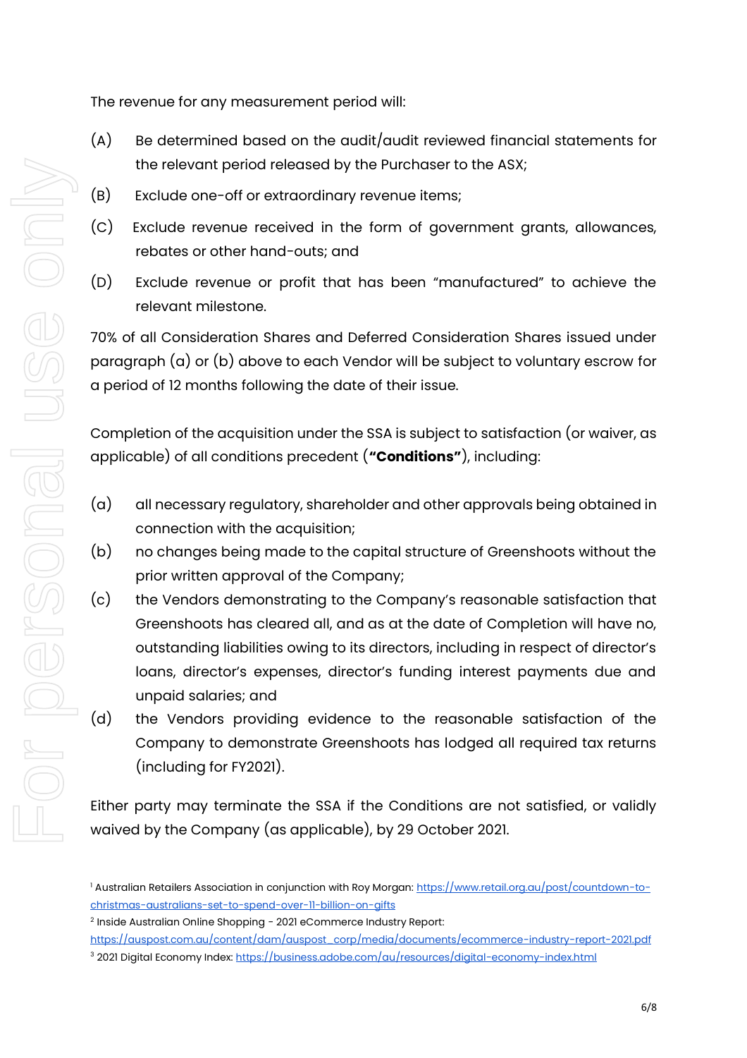The revenue for any measurement period will:

(A) Be determined based on the audit/audit reviewed financial statements for the relevant period released by the Purchaser to the ASX;

(B) Exclude one-off or extraordinary revenue items;

(C) Exclude revenue received in the form of government grants, allowances, rebates or other hand-outs; and

(D) Exclude revenue or profit that has been "manufactured" to achieve the relevant milestone.

70% of all Consideration Shares and Deferred Consideration Shares issued under paragraph (a) or (b) above to each Vendor will be subject to voluntary escrow for a period of 12 months following the date of their issue.

Completion of the acquisition under the SSA is subject to satisfaction (or waiver, as applicable) of all conditions precedent (**"Conditions"**), including:

(a) all necessary regulatory, shareholder and other approvals being obtained in connection with the acquisition;

(b) no changes being made to the capital structure of Greenshoots without the prior written approval of the Company;

(c) the Vendors demonstrating to the Company's reasonable satisfaction that Greenshoots has cleared all, and as at the date of Completion will have no, outstanding liabilities owing to its directors, including in respect of director's loans, director's expenses, director's funding interest payments due and unpaid salaries; and

(d) the Vendors providing evidence to the reasonable satisfaction of the Company to demonstrate Greenshoots has lodged all required tax returns (including for FY2021).

Either party may terminate the SSA if the Conditions are not satisfied, or validly waived by the Company (as applicable), by 29 October 2021.

[1] Australian Retailers Association in conjunction with Roy Morgan: https://www.retail.org.au/post/countdown-to-christmas-australians-set-to-spend-over-11-billion-on-gifts

[2] Inside Australian Online Shopping - 2021 eCommerce Industry Report: https://auspost.com.au/content/dam/auspost_corp/media/documents/ecommerce-industry-report-2021.pdf

[3] 2021 Digital Economy Index: https://business.adobe.com/au/resources/digital-economy-index.html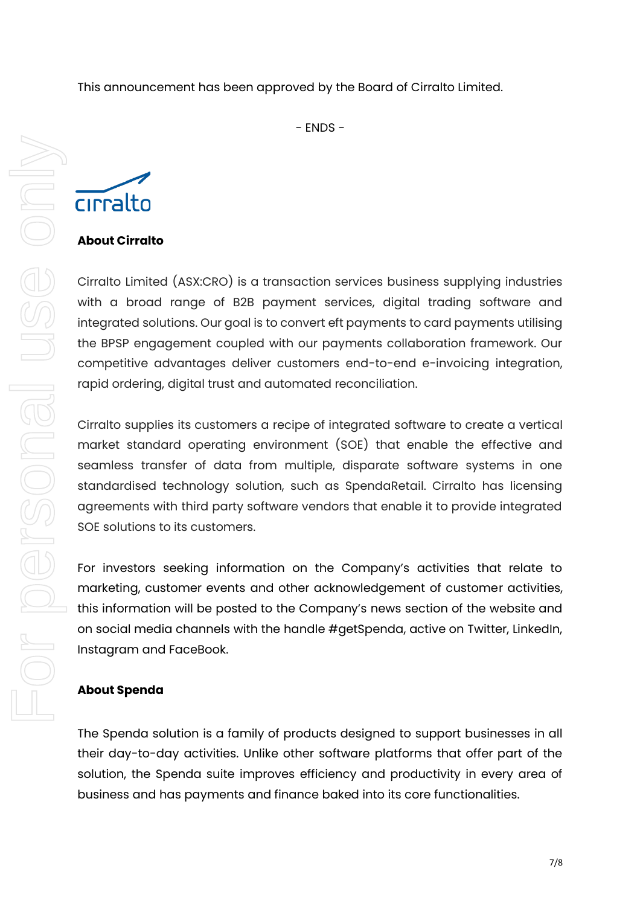This announcement has been approved by the Board of Cirralto Limited.

- ENDS -

**About Cirralto**

Cirralto Limited (ASX:CRO) is a transaction services business supplying industries with a broad range of B2B payment services, digital trading software and integrated solutions. Our goal is to convert eft payments to card payments utilising the BPSP engagement coupled with our payments collaboration framework. Our competitive advantages deliver customers end-to-end e-invoicing integration, rapid ordering, digital trust and automated reconciliation.

Cirralto supplies its customers a recipe of integrated software to create a vertical market standard operating environment (SOE) that enable the effective and seamless transfer of data from multiple, disparate software systems in one standardised technology solution, such as SpendaRetail. Cirralto has licensing agreements with third party software vendors that enable it to provide integrated SOE solutions to its customers.

For investors seeking information on the Company's activities that relate to marketing, customer events and other acknowledgement of customer activities, this information will be posted to the Company's news section of the website and on social media channels with the handle #getSpenda, active on Twitter, LinkedIn, Instagram and FaceBook.

**About Spenda**

The Spenda solution is a family of products designed to support businesses in all their day-to-day activities. Unlike other software platforms that offer part of the solution, the Spenda suite improves efficiency and productivity in every area of business and has payments and finance baked into its core functionalities.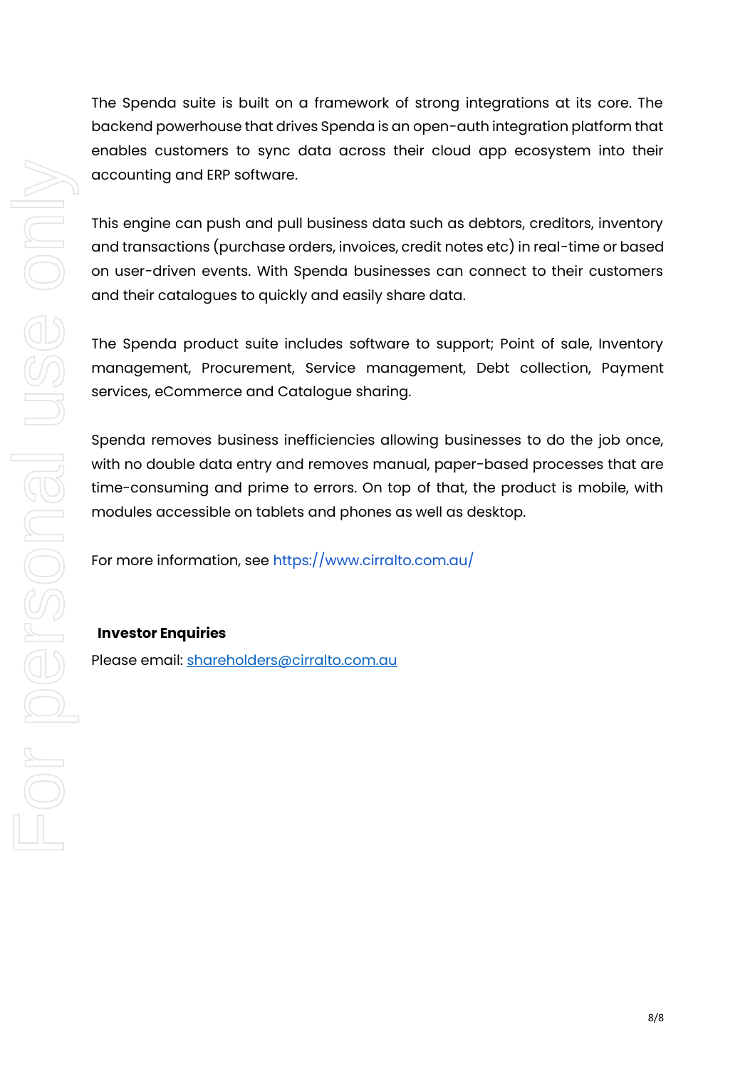The Spenda suite is built on a framework of strong integrations at its core. The backend powerhouse that drives Spenda is an open-auth integration platform that enables customers to sync data across their cloud app ecosystem into their accounting and ERP software.

This engine can push and pull business data such as debtors, creditors, inventory and transactions (purchase orders, invoices, credit notes etc) in real-time or based on user-driven events. With Spenda businesses can connect to their customers and their catalogues to quickly and easily share data.

The Spenda product suite includes software to support; Point of sale, Inventory management, Procurement, Service management, Debt collection, Payment services, eCommerce and Catalogue sharing.

Spenda removes business inefficiencies allowing businesses to do the job once, with no double data entry and removes manual, paper-based processes that are time-consuming and prime to errors. On top of that, the product is mobile, with modules accessible on tablets and phones as well as desktop.

For more information, see https://www.cirralto.com.au/

**Investor Enquiries**

Please email: shareholders@cirralto.com.au